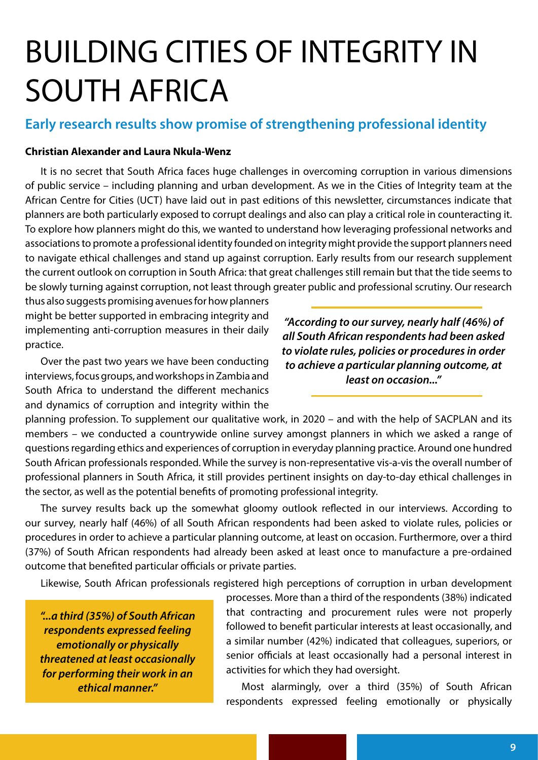# BUILDING CITIES OF INTEGRITY IN SOUTH AFRICA

## Early research results show promise of strengthening professional identity

**Christian Alexander and Laura Nkula-Wenz**

It is no secret that South Africa faces huge challenges in overcoming corruption in various dimensions of public service – including planning and urban development. As we in the Cities of Integrity team at the African Centre for Cities (UCT) have laid out in past editions of this newsletter, circumstances indicate that planners are both particularly exposed to corrupt dealings and also can play a critical role in counteracting it. To explore how planners might do this, we wanted to understand how leveraging professional networks and associations to promote a professional identity founded on integrity might provide the support planners need to navigate ethical challenges and stand up against corruption. Early results from our research supplement the current outlook on corruption in South Africa: that great challenges still remain but that the tide seems to be slowly turning against corruption, not least through greater public and professional scrutiny. Our research thus also suggests promising avenues for how planners might be better supported in embracing integrity and implementing anti-corruption measures in their daily practice.

> ***"According to our survey, nearly half (46%) of all South African respondents had been asked to violate rules, policies or procedures in order to achieve a particular planning outcome, at least on occasion..."***

Over the past two years we have been conducting interviews, focus groups, and workshops in Zambia and South Africa to understand the different mechanics and dynamics of corruption and integrity within the planning profession. To supplement our qualitative work, in 2020 – and with the help of SACPLAN and its members – we conducted a countrywide online survey amongst planners in which we asked a range of questions regarding ethics and experiences of corruption in everyday planning practice. Around one hundred South African professionals responded. While the survey is non-representative vis-a-vis the overall number of professional planners in South Africa, it still provides pertinent insights on day-to-day ethical challenges in the sector, as well as the potential benefits of promoting professional integrity.

The survey results back up the somewhat gloomy outlook reflected in our interviews. According to our survey, nearly half (46%) of all South African respondents had been asked to violate rules, policies or procedures in order to achieve a particular planning outcome, at least on occasion. Furthermore, over a third (37%) of South African respondents had already been asked at least once to manufacture a pre-ordained outcome that benefited particular officials or private parties.

Likewise, South African professionals registered high perceptions of corruption in urban development processes. More than a third of the respondents (38%) indicated that contracting and procurement rules were not properly followed to benefit particular interests at least occasionally, and a similar number (42%) indicated that colleagues, superiors, or senior officials at least occasionally had a personal interest in activities for which they had oversight.

> ***"...a third (35%) of South African respondents expressed feeling emotionally or physically threatened at least occasionally for performing their work in an ethical manner."***

Most alarmingly, over a third (35%) of South African respondents expressed feeling emotionally or physically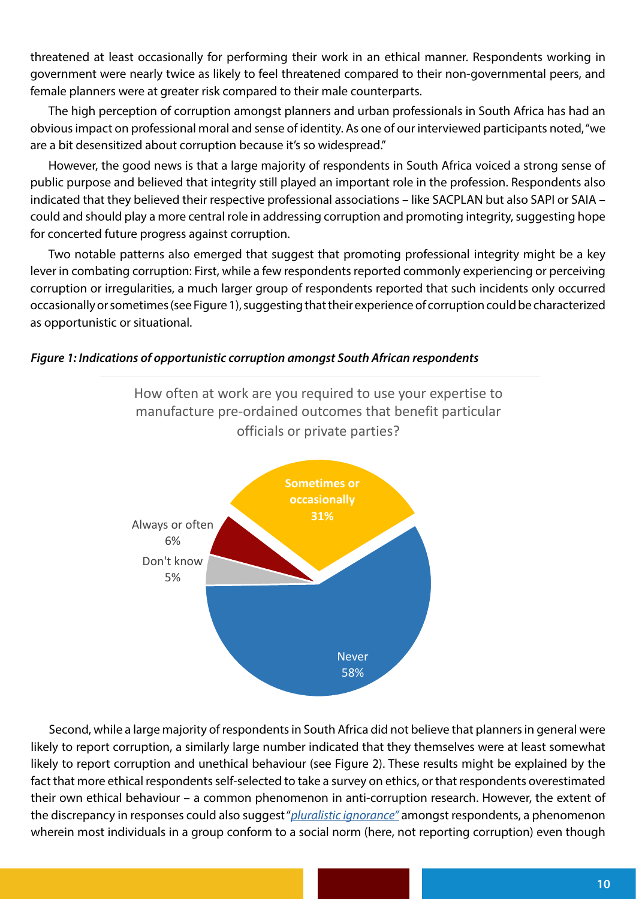threatened at least occasionally for performing their work in an ethical manner. Respondents working in government were nearly twice as likely to feel threatened compared to their non-governmental peers, and female planners were at greater risk compared to their male counterparts.

The high perception of corruption amongst planners and urban professionals in South Africa has had an obvious impact on professional moral and sense of identity. As one of our interviewed participants noted, "we are a bit desensitized about corruption because it's so widespread."

However, the good news is that a large majority of respondents in South Africa voiced a strong sense of public purpose and believed that integrity still played an important role in the profession. Respondents also indicated that they believed their respective professional associations – like SACPLAN but also SAPI or SAIA – could and should play a more central role in addressing corruption and promoting integrity, suggesting hope for concerted future progress against corruption.

Two notable patterns also emerged that suggest that promoting professional integrity might be a key lever in combating corruption: First, while a few respondents reported commonly experiencing or perceiving corruption or irregularities, a much larger group of respondents reported that such incidents only occurred occasionally or sometimes (see Figure 1), suggesting that their experience of corruption could be characterized as opportunistic or situational.

***Figure 1: Indications of opportunistic corruption amongst South African respondents***

How often at work are you required to use your expertise to manufacture pre-ordained outcomes that benefit particular officials or private parties?

| Response | Share |
|---|---|
| Sometimes or occasionally | 31% |
| Always or often | 6% |
| Don't know | 5% |
| Never | 58% |

Second, while a large majority of respondents in South Africa did not believe that planners in general were likely to report corruption, a similarly large number indicated that they themselves were at least somewhat likely to report corruption and unethical behaviour (see Figure 2). These results might be explained by the fact that more ethical respondents self-selected to take a survey on ethics, or that respondents overestimated their own ethical behaviour – a common phenomenon in anti-corruption research. However, the extent of the discrepancy in responses could also suggest "*pluralistic ignorance*" amongst respondents, a phenomenon wherein most individuals in a group conform to a social norm (here, not reporting corruption) even though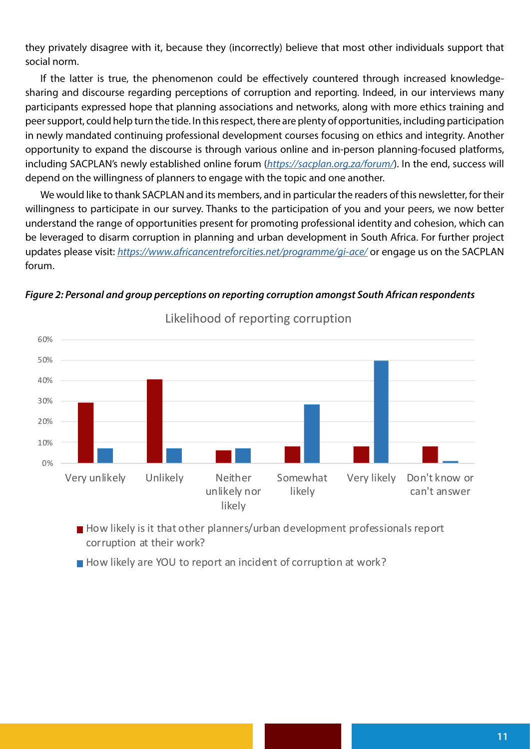they privately disagree with it, because they (incorrectly) believe that most other individuals support that social norm.

If the latter is true, the phenomenon could be effectively countered through increased knowledge-sharing and discourse regarding perceptions of corruption and reporting. Indeed, in our interviews many participants expressed hope that planning associations and networks, along with more ethics training and peer support, could help turn the tide. In this respect, there are plenty of opportunities, including participation in newly mandated continuing professional development courses focusing on ethics and integrity. Another opportunity to expand the discourse is through various online and in-person planning-focused platforms, including SACPLAN's newly established online forum (*https://sacplan.org.za/forum/*). In the end, success will depend on the willingness of planners to engage with the topic and one another.

We would like to thank SACPLAN and its members, and in particular the readers of this newsletter, for their willingness to participate in our survey. Thanks to the participation of you and your peers, we now better understand the range of opportunities present for promoting professional identity and cohesion, which can be leveraged to disarm corruption in planning and urban development in South Africa. For further project updates please visit: *https://www.africancentreforcities.net/programme/gi-ace/* or engage us on the SACPLAN forum.

***Figure 2: Personal and group perceptions on reporting corruption amongst South African respondents***

Likelihood of reporting corruption

60%
50%
40%
30%
20%
10%
0%

Very unlikely
Unlikely
Neither unlikely nor likely
Somewhat likely
Very likely
Don't know or can't answer

How likely is it that other planners/urban development professionals report corruption at their work?

How likely are YOU to report an incident of corruption at work?